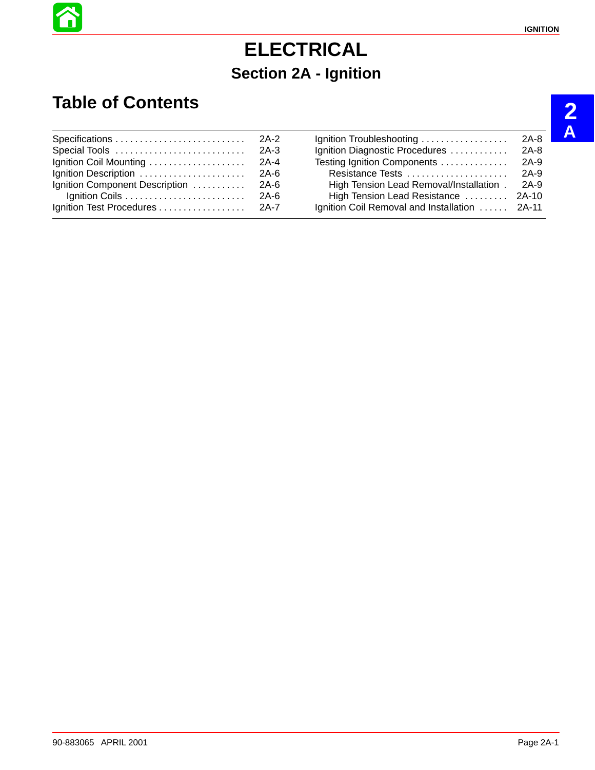# ELECTRICAL

## Section 2A - Ignition

## Table of Contents

| | |
|---|---|
| Specifications | 2A-2 |
| Special Tools | 2A-3 |
| Ignition Coil Mounting | 2A-4 |
| Ignition Description | 2A-6 |
| Ignition Component Description | 2A-6 |
| Ignition Coils | 2A-6 |
| Ignition Test Procedures | 2A-7 |
| Ignition Troubleshooting | 2A-8 |
| Ignition Diagnostic Procedures | 2A-8 |
| Testing Ignition Components | 2A-9 |
| Resistance Tests | 2A-9 |
| High Tension Lead Removal/Installation | 2A-9 |
| High Tension Lead Resistance | 2A-10 |
| Ignition Coil Removal and Installation | 2A-11 |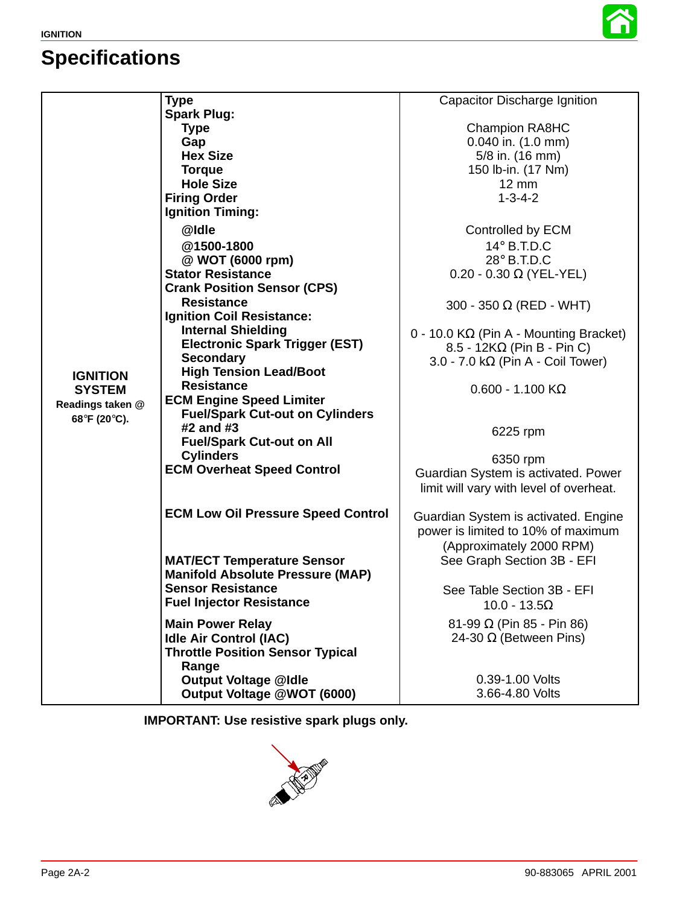# Specifications

| | | |
|---|---|---|
| **IGNITION SYSTEM** Readings taken @ 68°F (20°C). | **Type** | Capacitor Discharge Ignition |
| | **Spark Plug:** | |
| | **Type** | Champion RA8HC |
| | **Gap** | 0.040 in. (1.0 mm) |
| | **Hex Size** | 5/8 in. (16 mm) |
| | **Torque** | 150 lb-in. (17 Nm) |
| | **Hole Size** | 12 mm |
| | **Firing Order** | 1-3-4-2 |
| | **Ignition Timing:** | |
| | **@Idle** | Controlled by ECM |
| | **@1500-1800** | 14° B.T.D.C |
| | **@ WOT (6000 rpm)** | 28° B.T.D.C |
| | **Stator Resistance** | 0.20 - 0.30 Ω (YEL-YEL) |
| | **Crank Position Sensor (CPS) Resistance** | 300 - 350 Ω (RED - WHT) |
| | **Ignition Coil Resistance:** | |
| | **Internal Shielding** | 0 - 10.0 KΩ (Pin A - Mounting Bracket) |
| | **Electronic Spark Trigger (EST)** | 8.5 - 12KΩ (Pin B - Pin C) |
| | **Secondary** | 3.0 - 7.0 kΩ (Pin A - Coil Tower) |
| | **High Tension Lead/Boot Resistance** | 0.600 - 1.100 KΩ |
| | **ECM Engine Speed Limiter** | |
| | **Fuel/Spark Cut-out on Cylinders #2 and #3** | 6225 rpm |
| | **Fuel/Spark Cut-out on All Cylinders** | 6350 rpm |
| | **ECM Overheat Speed Control** | Guardian System is activated. Power limit will vary with level of overheat. |
| | **ECM Low Oil Pressure Speed Control** | Guardian System is activated. Engine power is limited to 10% of maximum (Approximately 2000 RPM) |
| | **MAT/ECT Temperature Sensor** | See Graph Section 3B - EFI |
| | **Manifold Absolute Pressure (MAP) Sensor Resistance** | See Table Section 3B - EFI |
| | **Fuel Injector Resistance** | 10.0 - 13.5Ω |
| | **Main Power Relay** | 81-99 Ω (Pin 85 - Pin 86) |
| | **Idle Air Control (IAC)** | 24-30 Ω (Between Pins) |
| | **Throttle Position Sensor Typical Range** | |
| | **Output Voltage @Idle** | 0.39-1.00 Volts |
| | **Output Voltage @WOT (6000)** | 3.66-4.80 Volts |

**IMPORTANT: Use resistive spark plugs only.**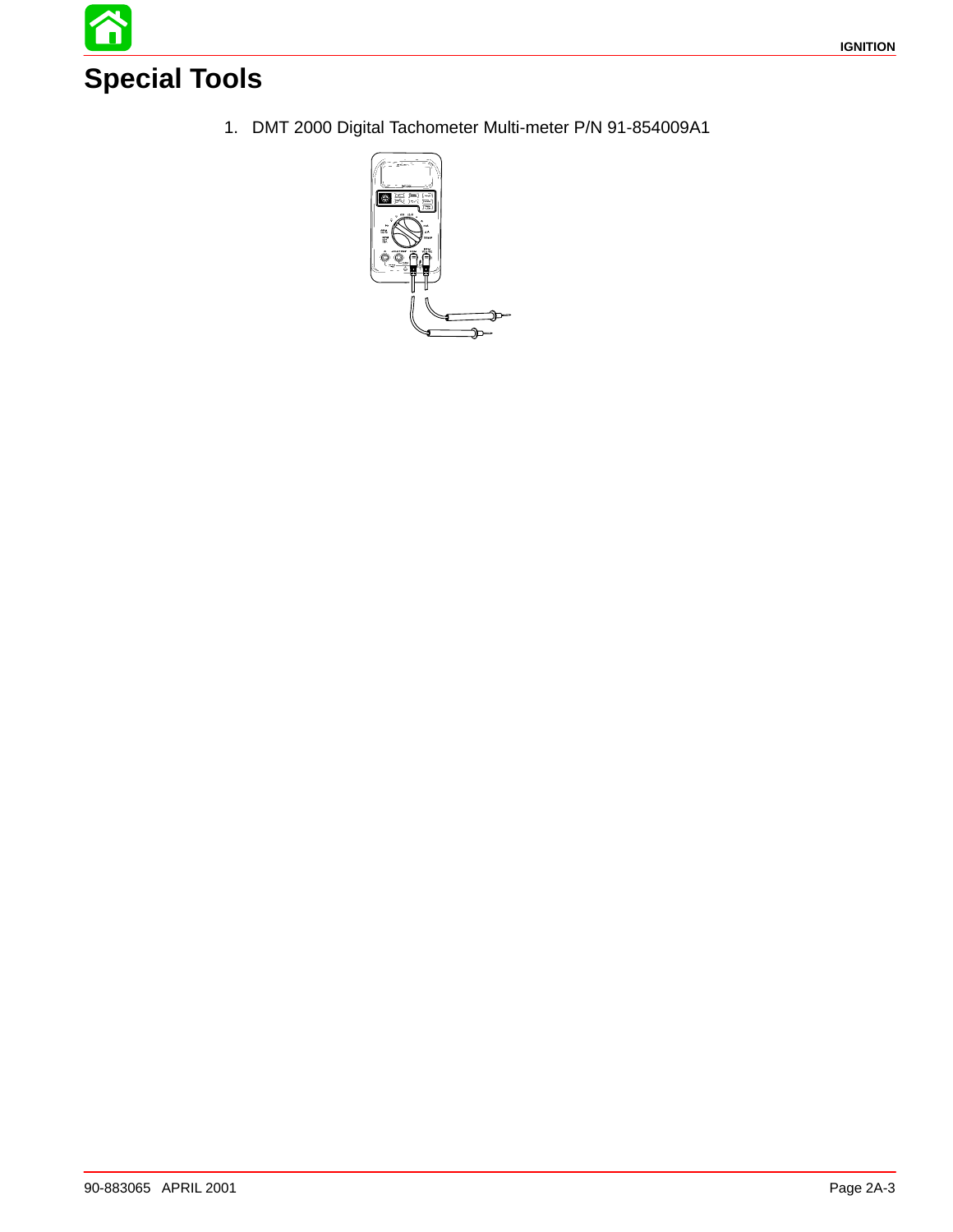# Special Tools

1. DMT 2000 Digital Tachometer Multi-meter P/N 91-854009A1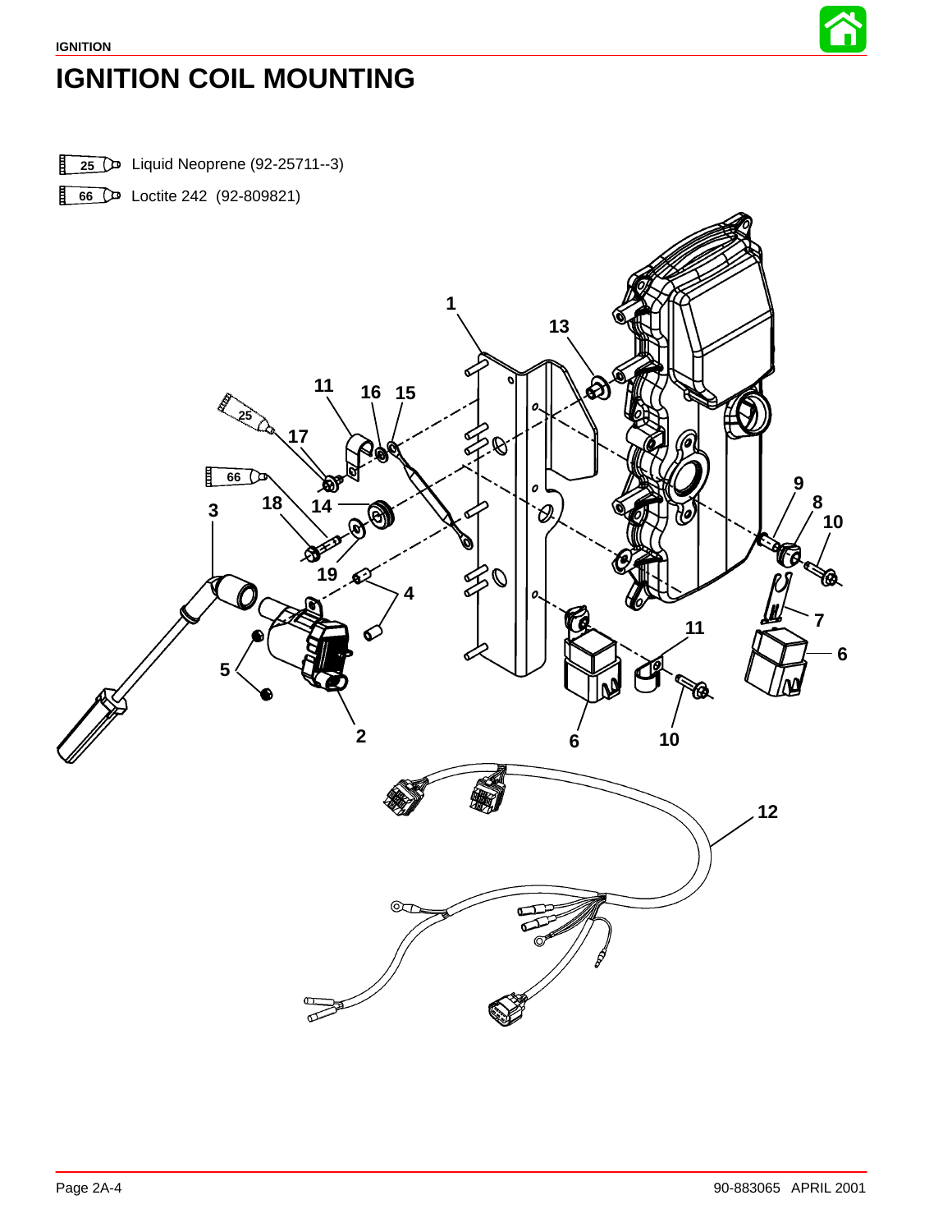# IGNITION COIL MOUNTING

25 Liquid Neoprene (92-25711--3)

66 Loctite 242 (92-809821)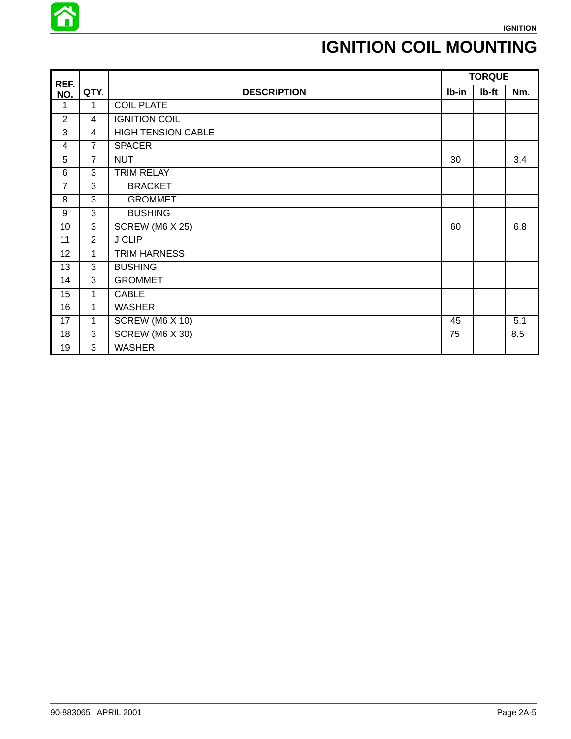# IGNITION COIL MOUNTING

| REF. NO. | QTY. | DESCRIPTION | TORQUE | | |
|---|---|---|---|---|---|
| | | | lb-in | lb-ft | Nm. |
| 1 | 1 | COIL PLATE | | | |
| 2 | 4 | IGNITION COIL | | | |
| 3 | 4 | HIGH TENSION CABLE | | | |
| 4 | 7 | SPACER | | | |
| 5 | 7 | NUT | 30 | | 3.4 |
| 6 | 3 | TRIM RELAY | | | |
| 7 | 3 | BRACKET | | | |
| 8 | 3 | GROMMET | | | |
| 9 | 3 | BUSHING | | | |
| 10 | 3 | SCREW (M6 X 25) | 60 | | 6.8 |
| 11 | 2 | J CLIP | | | |
| 12 | 1 | TRIM HARNESS | | | |
| 13 | 3 | BUSHING | | | |
| 14 | 3 | GROMMET | | | |
| 15 | 1 | CABLE | | | |
| 16 | 1 | WASHER | | | |
| 17 | 1 | SCREW (M6 X 10) | 45 | | 5.1 |
| 18 | 3 | SCREW (M6 X 30) | 75 | | 8.5 |
| 19 | 3 | WASHER | | | |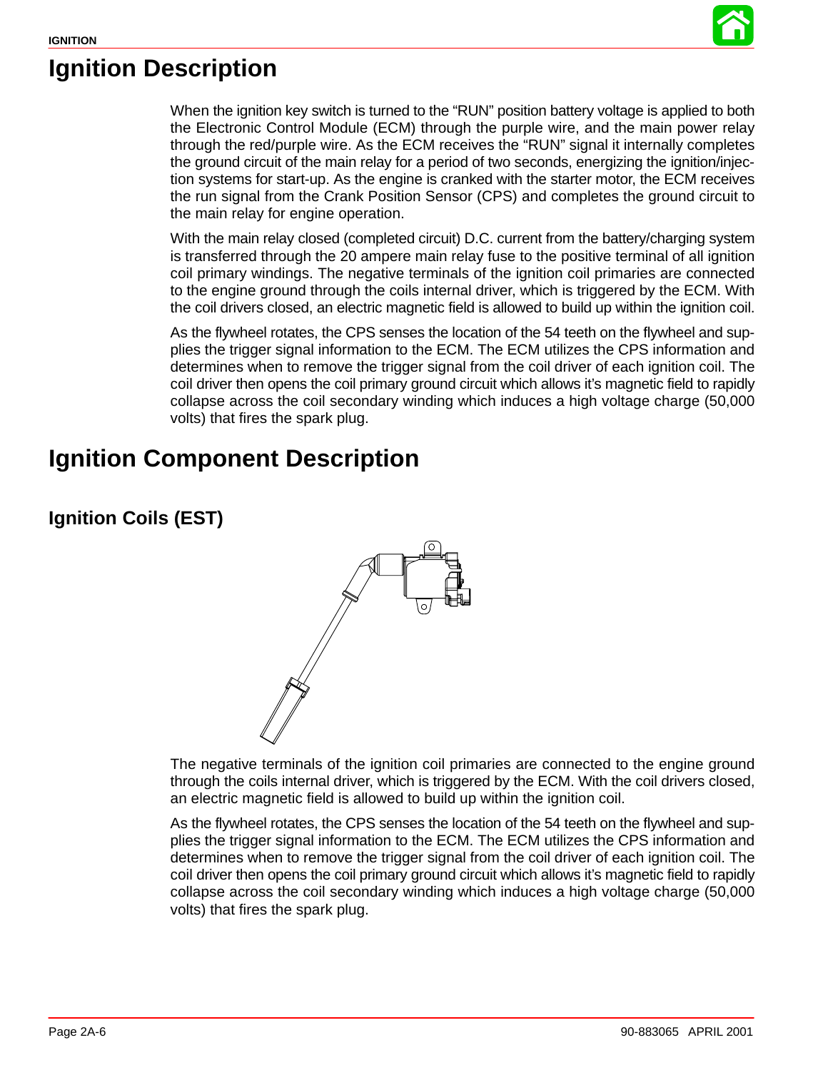# Ignition Description

When the ignition key switch is turned to the “RUN” position battery voltage is applied to both the Electronic Control Module (ECM) through the purple wire, and the main power relay through the red/purple wire. As the ECM receives the “RUN” signal it internally completes the ground circuit of the main relay for a period of two seconds, energizing the ignition/injection systems for start-up. As the engine is cranked with the starter motor, the ECM receives the run signal from the Crank Position Sensor (CPS) and completes the ground circuit to the main relay for engine operation.

With the main relay closed (completed circuit) D.C. current from the battery/charging system is transferred through the 20 ampere main relay fuse to the positive terminal of all ignition coil primary windings. The negative terminals of the ignition coil primaries are connected to the engine ground through the coils internal driver, which is triggered by the ECM. With the coil drivers closed, an electric magnetic field is allowed to build up within the ignition coil.

As the flywheel rotates, the CPS senses the location of the 54 teeth on the flywheel and supplies the trigger signal information to the ECM. The ECM utilizes the CPS information and determines when to remove the trigger signal from the coil driver of each ignition coil. The coil driver then opens the coil primary ground circuit which allows it’s magnetic field to rapidly collapse across the coil secondary winding which induces a high voltage charge (50,000 volts) that fires the spark plug.

# Ignition Component Description

## Ignition Coils (EST)

The negative terminals of the ignition coil primaries are connected to the engine ground through the coils internal driver, which is triggered by the ECM. With the coil drivers closed, an electric magnetic field is allowed to build up within the ignition coil.

As the flywheel rotates, the CPS senses the location of the 54 teeth on the flywheel and supplies the trigger signal information to the ECM. The ECM utilizes the CPS information and determines when to remove the trigger signal from the coil driver of each ignition coil. The coil driver then opens the coil primary ground circuit which allows it’s magnetic field to rapidly collapse across the coil secondary winding which induces a high voltage charge (50,000 volts) that fires the spark plug.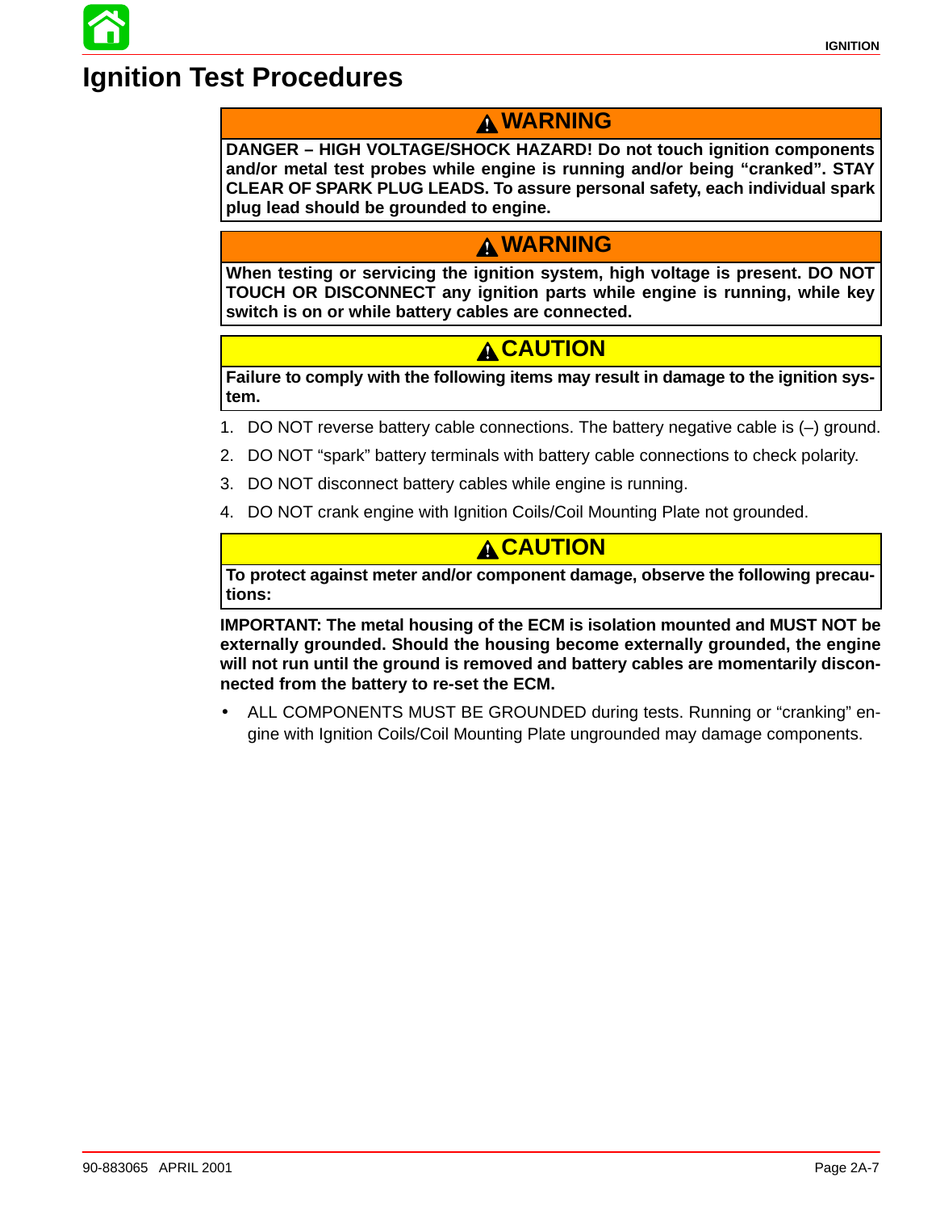# Ignition Test Procedures

**⚠ WARNING**

**DANGER – HIGH VOLTAGE/SHOCK HAZARD! Do not touch ignition components and/or metal test probes while engine is running and/or being “cranked”. STAY CLEAR OF SPARK PLUG LEADS. To assure personal safety, each individual spark plug lead should be grounded to engine.**

**⚠ WARNING**

**When testing or servicing the ignition system, high voltage is present. DO NOT TOUCH OR DISCONNECT any ignition parts while engine is running, while key switch is on or while battery cables are connected.**

**⚠ CAUTION**

**Failure to comply with the following items may result in damage to the ignition system.**

1. DO NOT reverse battery cable connections. The battery negative cable is (–) ground.
2. DO NOT “spark” battery terminals with battery cable connections to check polarity.
3. DO NOT disconnect battery cables while engine is running.
4. DO NOT crank engine with Ignition Coils/Coil Mounting Plate not grounded.

**⚠ CAUTION**

**To protect against meter and/or component damage, observe the following precautions:**

**IMPORTANT: The metal housing of the ECM is isolation mounted and MUST NOT be externally grounded. Should the housing become externally grounded, the engine will not run until the ground is removed and battery cables are momentarily disconnected from the battery to re-set the ECM.**

- ALL COMPONENTS MUST BE GROUNDED during tests. Running or “cranking” engine with Ignition Coils/Coil Mounting Plate ungrounded may damage components.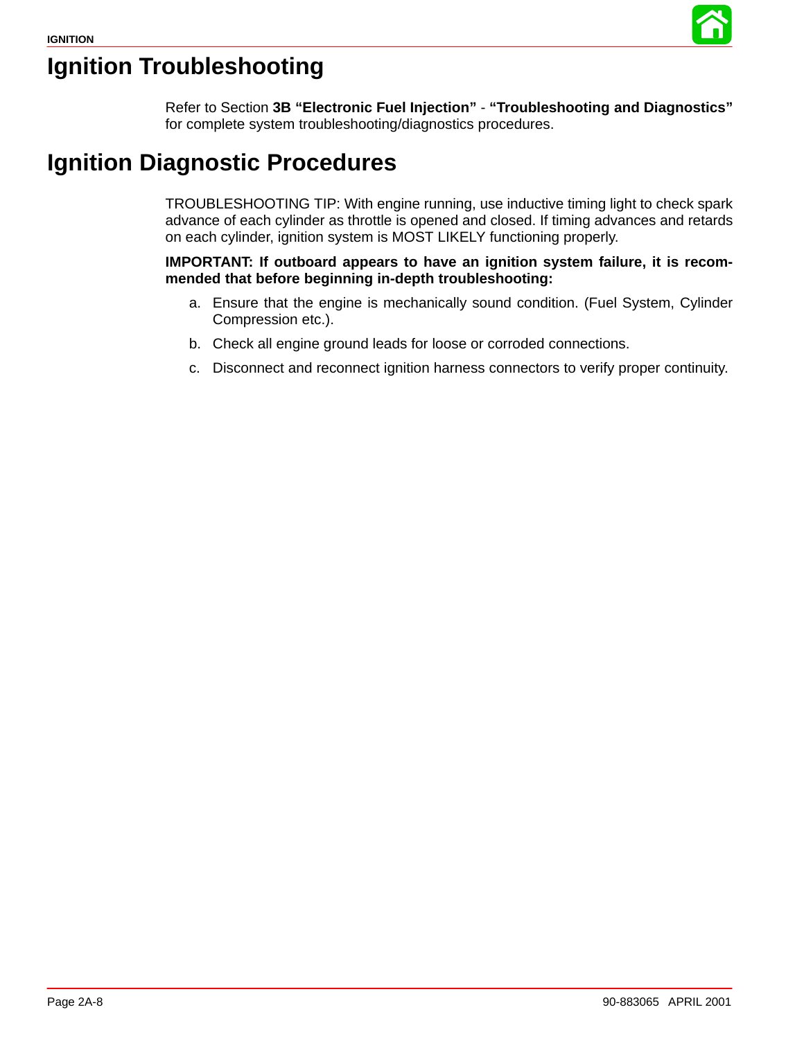# Ignition Troubleshooting

Refer to Section **3B "Electronic Fuel Injection"** - **"Troubleshooting and Diagnostics"** for complete system troubleshooting/diagnostics procedures.

# Ignition Diagnostic Procedures

TROUBLESHOOTING TIP: With engine running, use inductive timing light to check spark advance of each cylinder as throttle is opened and closed. If timing advances and retards on each cylinder, ignition system is MOST LIKELY functioning properly.

**IMPORTANT: If outboard appears to have an ignition system failure, it is recommended that before beginning in-depth troubleshooting:**

a. Ensure that the engine is mechanically sound condition. (Fuel System, Cylinder Compression etc.).

b. Check all engine ground leads for loose or corroded connections.

c. Disconnect and reconnect ignition harness connectors to verify proper continuity.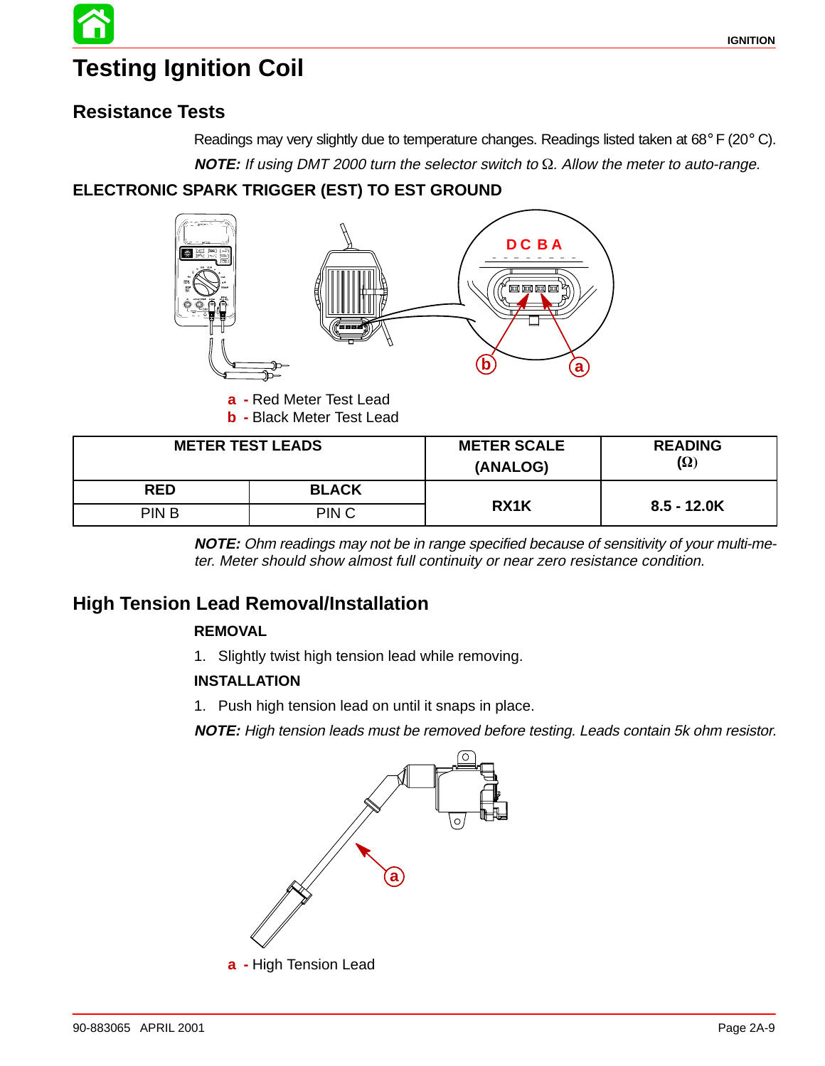# Testing Ignition Coil

## Resistance Tests

Readings may very slightly due to temperature changes. Readings listed taken at 68° F (20° C).

***NOTE:*** *If using DMT 2000 turn the selector switch to Ω. Allow the meter to auto-range.*

### ELECTRONIC SPARK TRIGGER (EST) TO EST GROUND

**a** - Red Meter Test Lead
**b** - Black Meter Test Lead

| METER TEST LEADS | | METER SCALE (ANALOG) | READING (Ω) |
|---|---|---|---|
| **RED** | **BLACK** | | |
| PIN B | PIN C | **RX1K** | **8.5 - 12.0K** |

***NOTE:*** *Ohm readings may not be in range specified because of sensitivity of your multi-meter. Meter should show almost full continuity or near zero resistance condition.*

## High Tension Lead Removal/Installation

**REMOVAL**

1. Slightly twist high tension lead while removing.

**INSTALLATION**

1. Push high tension lead on until it snaps in place.

***NOTE:*** *High tension leads must be removed before testing. Leads contain 5k ohm resistor.*

**a** - High Tension Lead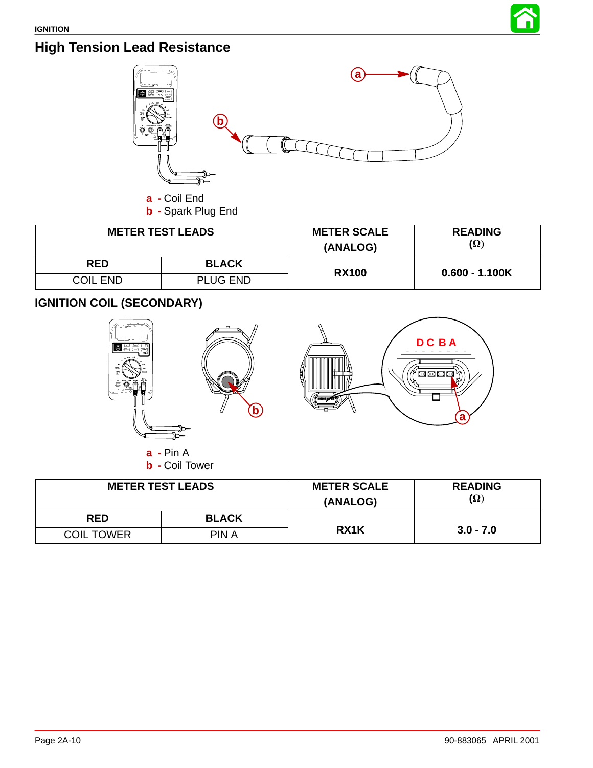## High Tension Lead Resistance

**a** - Coil End
**b** - Spark Plug End

| METER TEST LEADS | | METER SCALE (ANALOG) | READING (Ω) |
|---|---|---|---|
| **RED** | **BLACK** | **RX100** | **0.600 - 1.100K** |
| COIL END | PLUG END | | |

## IGNITION COIL (SECONDARY)

**a** - Pin A
**b** - Coil Tower

| METER TEST LEADS | | METER SCALE (ANALOG) | READING (Ω) |
|---|---|---|---|
| **RED** | **BLACK** | **RX1K** | **3.0 - 7.0** |
| COIL TOWER | PIN A | | |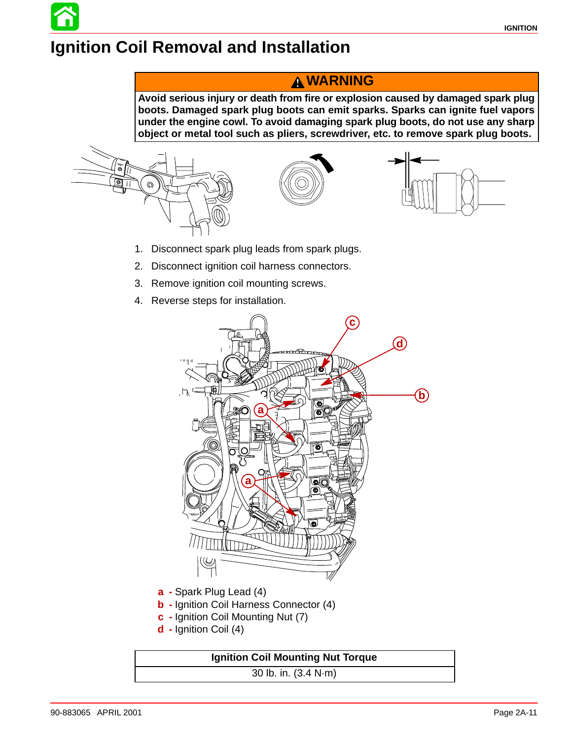# Ignition Coil Removal and Installation

**⚠ WARNING**

**Avoid serious injury or death from fire or explosion caused by damaged spark plug boots. Damaged spark plug boots can emit sparks. Sparks can ignite fuel vapors under the engine cowl. To avoid damaging spark plug boots, do not use any sharp object or metal tool such as pliers, screwdriver, etc. to remove spark plug boots.**

1. Disconnect spark plug leads from spark plugs.
2. Disconnect ignition coil harness connectors.
3. Remove ignition coil mounting screws.
4. Reverse steps for installation.

a - Spark Plug Lead (4)
b - Ignition Coil Harness Connector (4)
c - Ignition Coil Mounting Nut (7)
d - Ignition Coil (4)

| Ignition Coil Mounting Nut Torque |
|---|
| 30 lb. in. (3.4 N·m) |